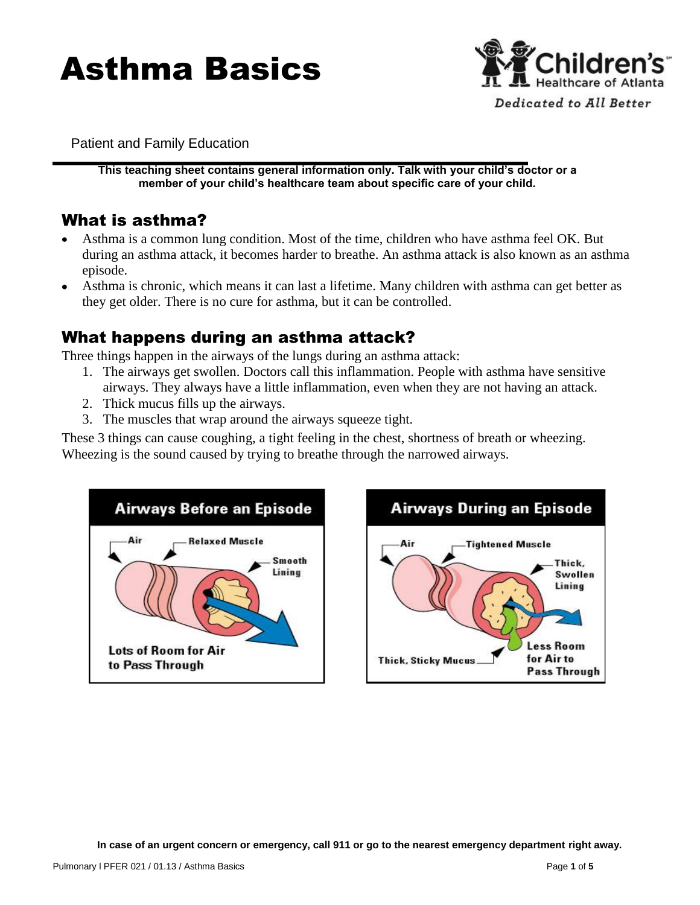# Asthma Basics

Patient and Family Education

**This teaching sheet contains general information only. Talk with your child's doctor or a member of your child's healthcare team about specific care of your child.**

## What is asthma?

- Asthma is a common lung condition. Most of the time, children who have asthma feel OK. But during an asthma attack, it becomes harder to breathe. An asthma attack is also known as an asthma episode.
- Asthma is chronic, which means it can last a lifetime. Many children with asthma can get better as they get older. There is no cure for asthma, but it can be controlled.

## What happens during an asthma attack?

Three things happen in the airways of the lungs during an asthma attack:

1. The airways get swollen. Doctors call this inflammation. People with asthma have sensitive airways. They always have a little inflammation, even when they are not having an attack.
2. Thick mucus fills up the airways.
3. The muscles that wrap around the airways squeeze tight.

These 3 things can cause coughing, a tight feeling in the chest, shortness of breath or wheezing. Wheezing is the sound caused by trying to breathe through the narrowed airways.

**Airways Before an Episode**

Air — Relaxed Muscle — Smooth Lining

Lots of Room for Air to Pass Through

**Airways During an Episode**

Air — Tightened Muscle — Thick, Swollen Lining

Thick, Sticky Mucus — Less Room for Air to Pass Through

**In case of an urgent concern or emergency, call 911 or go to the nearest emergency department right away.**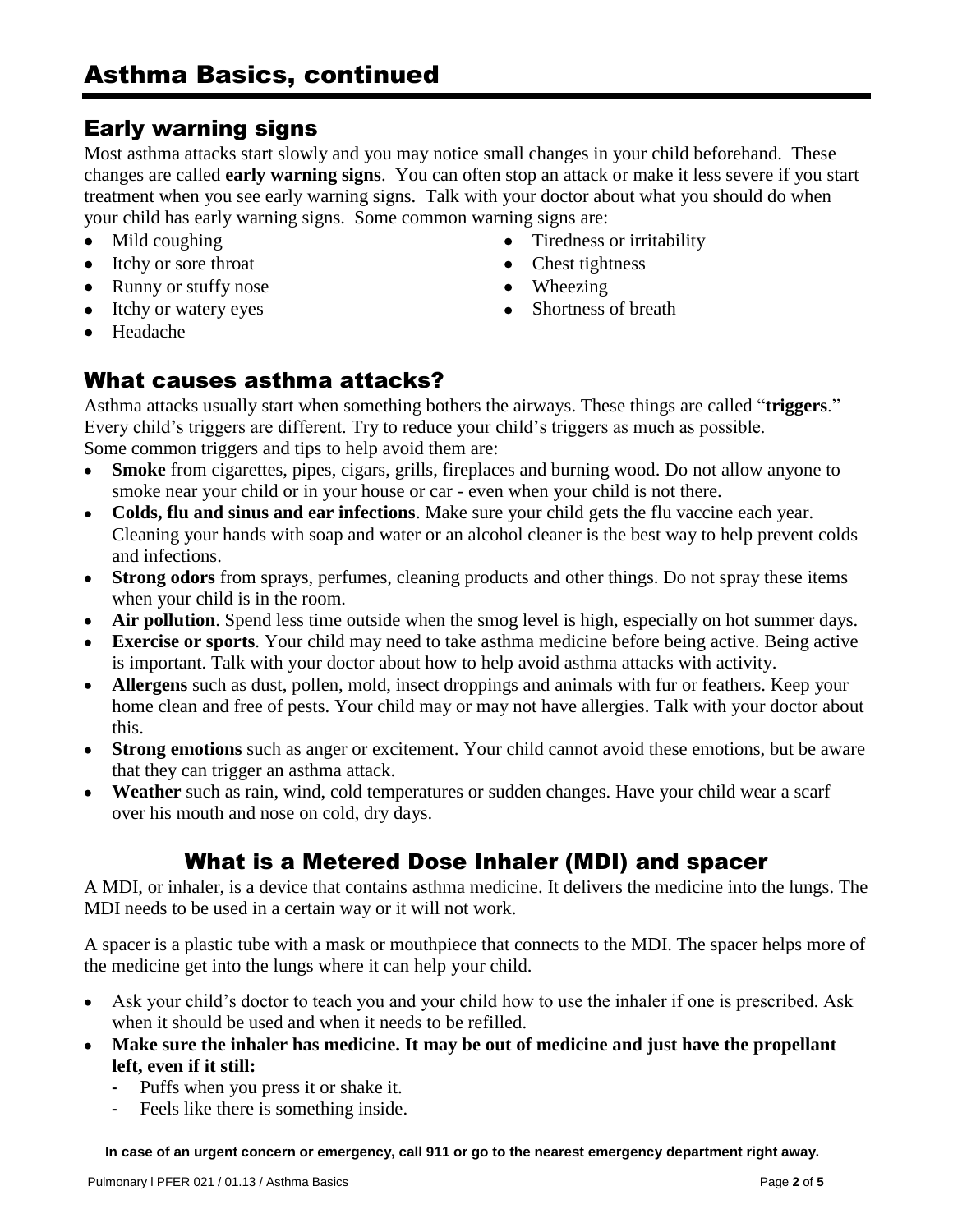# Asthma Basics, continued

## Early warning signs

Most asthma attacks start slowly and you may notice small changes in your child beforehand. These changes are called **early warning signs**. You can often stop an attack or make it less severe if you start treatment when you see early warning signs. Talk with your doctor about what you should do when your child has early warning signs. Some common warning signs are:

- Mild coughing
- Itchy or sore throat
- Runny or stuffy nose
- Itchy or watery eyes
- Headache
- Tiredness or irritability
- Chest tightness
- Wheezing
- Shortness of breath

## What causes asthma attacks?

Asthma attacks usually start when something bothers the airways. These things are called "**triggers**." Every child's triggers are different. Try to reduce your child's triggers as much as possible. Some common triggers and tips to help avoid them are:

- **Smoke** from cigarettes, pipes, cigars, grills, fireplaces and burning wood. Do not allow anyone to smoke near your child or in your house or car - even when your child is not there.
- **Colds, flu and sinus and ear infections**. Make sure your child gets the flu vaccine each year. Cleaning your hands with soap and water or an alcohol cleaner is the best way to help prevent colds and infections.
- **Strong odors** from sprays, perfumes, cleaning products and other things. Do not spray these items when your child is in the room.
- **Air pollution**. Spend less time outside when the smog level is high, especially on hot summer days.
- **Exercise or sports**. Your child may need to take asthma medicine before being active. Being active is important. Talk with your doctor about how to help avoid asthma attacks with activity.
- **Allergens** such as dust, pollen, mold, insect droppings and animals with fur or feathers. Keep your home clean and free of pests. Your child may or may not have allergies. Talk with your doctor about this.
- **Strong emotions** such as anger or excitement. Your child cannot avoid these emotions, but be aware that they can trigger an asthma attack.
- **Weather** such as rain, wind, cold temperatures or sudden changes. Have your child wear a scarf over his mouth and nose on cold, dry days.

## What is a Metered Dose Inhaler (MDI) and spacer

A MDI, or inhaler, is a device that contains asthma medicine. It delivers the medicine into the lungs. The MDI needs to be used in a certain way or it will not work.

A spacer is a plastic tube with a mask or mouthpiece that connects to the MDI. The spacer helps more of the medicine get into the lungs where it can help your child.

- Ask your child's doctor to teach you and your child how to use the inhaler if one is prescribed. Ask when it should be used and when it needs to be refilled.
- **Make sure the inhaler has medicine. It may be out of medicine and just have the propellant left, even if it still:**
  - Puffs when you press it or shake it.
  - Feels like there is something inside.

**In case of an urgent concern or emergency, call 911 or go to the nearest emergency department right away.**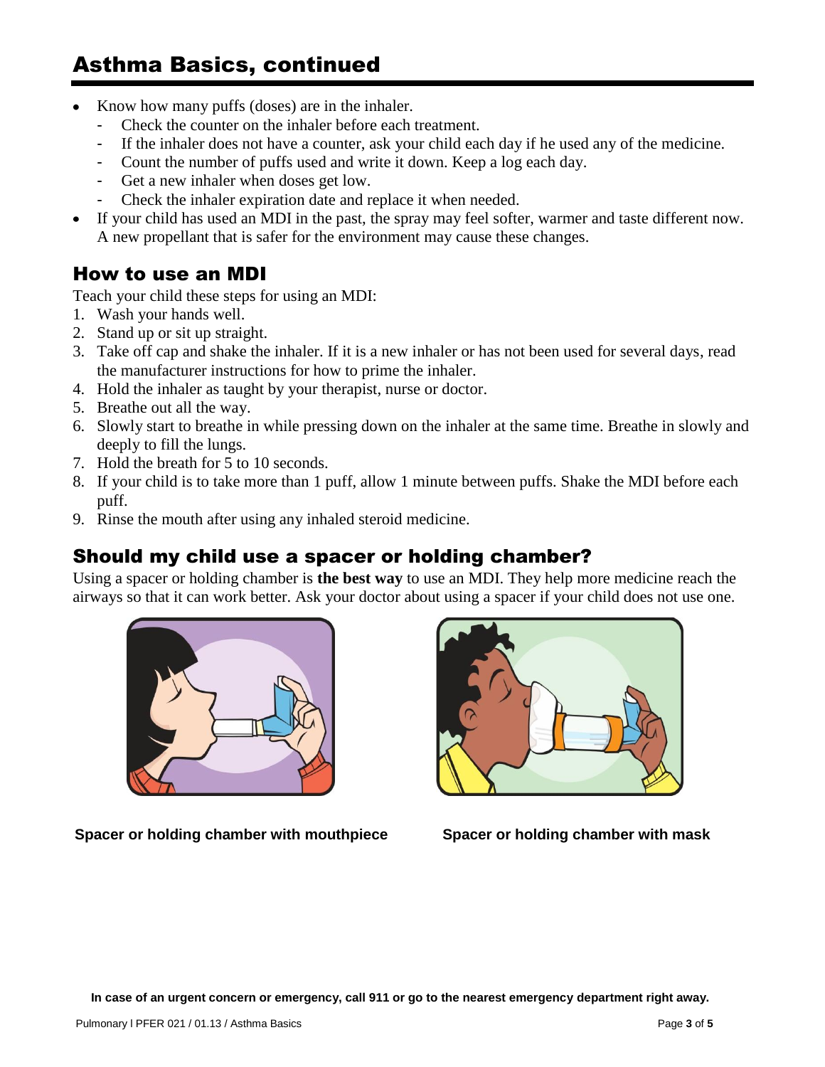## Asthma Basics, continued

- Know how many puffs (doses) are in the inhaler.
  - Check the counter on the inhaler before each treatment.
  - If the inhaler does not have a counter, ask your child each day if he used any of the medicine.
  - Count the number of puffs used and write it down. Keep a log each day.
  - Get a new inhaler when doses get low.
  - Check the inhaler expiration date and replace it when needed.
- If your child has used an MDI in the past, the spray may feel softer, warmer and taste different now. A new propellant that is safer for the environment may cause these changes.

### How to use an MDI

Teach your child these steps for using an MDI:

1. Wash your hands well.
2. Stand up or sit up straight.
3. Take off cap and shake the inhaler. If it is a new inhaler or has not been used for several days, read the manufacturer instructions for how to prime the inhaler.
4. Hold the inhaler as taught by your therapist, nurse or doctor.
5. Breathe out all the way.
6. Slowly start to breathe in while pressing down on the inhaler at the same time. Breathe in slowly and deeply to fill the lungs.
7. Hold the breath for 5 to 10 seconds.
8. If your child is to take more than 1 puff, allow 1 minute between puffs. Shake the MDI before each puff.
9. Rinse the mouth after using any inhaled steroid medicine.

### Should my child use a spacer or holding chamber?

Using a spacer or holding chamber is **the best way** to use an MDI. They help more medicine reach the airways so that it can work better. Ask your doctor about using a spacer if your child does not use one.

**Spacer or holding chamber with mouthpiece**

**Spacer or holding chamber with mask**

**In case of an urgent concern or emergency, call 911 or go to the nearest emergency department right away.**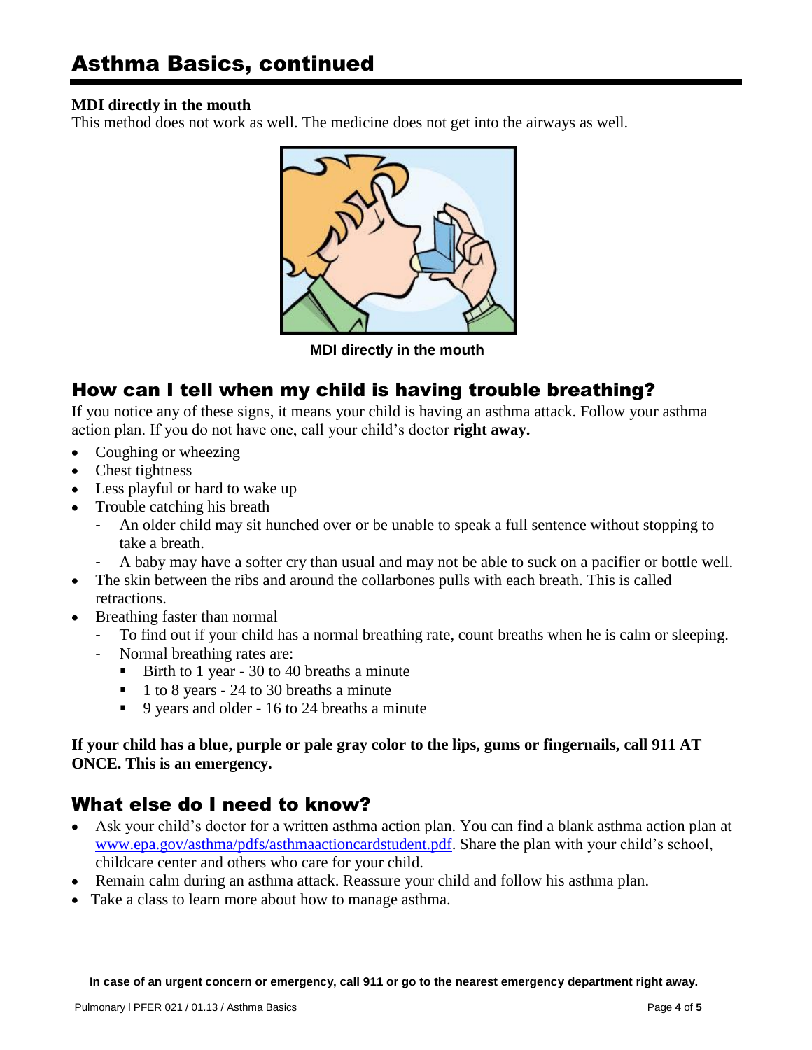# Asthma Basics, continued

**MDI directly in the mouth**

This method does not work as well. The medicine does not get into the airways as well.

**MDI directly in the mouth**

## How can I tell when my child is having trouble breathing?

If you notice any of these signs, it means your child is having an asthma attack. Follow your asthma action plan. If you do not have one, call your child's doctor **right away.**

- Coughing or wheezing
- Chest tightness
- Less playful or hard to wake up
- Trouble catching his breath
  - An older child may sit hunched over or be unable to speak a full sentence without stopping to take a breath.
  - A baby may have a softer cry than usual and may not be able to suck on a pacifier or bottle well.
- The skin between the ribs and around the collarbones pulls with each breath. This is called retractions.
- Breathing faster than normal
  - To find out if your child has a normal breathing rate, count breaths when he is calm or sleeping.
  - Normal breathing rates are:
    - Birth to 1 year - 30 to 40 breaths a minute
    - 1 to 8 years - 24 to 30 breaths a minute
    - 9 years and older - 16 to 24 breaths a minute

**If your child has a blue, purple or pale gray color to the lips, gums or fingernails, call 911 AT ONCE. This is an emergency.**

## What else do I need to know?

- Ask your child's doctor for a written asthma action plan. You can find a blank asthma action plan at www.epa.gov/asthma/pdfs/asthmaactioncardstudent.pdf. Share the plan with your child's school, childcare center and others who care for your child.
- Remain calm during an asthma attack. Reassure your child and follow his asthma plan.
- Take a class to learn more about how to manage asthma.

**In case of an urgent concern or emergency, call 911 or go to the nearest emergency department right away.**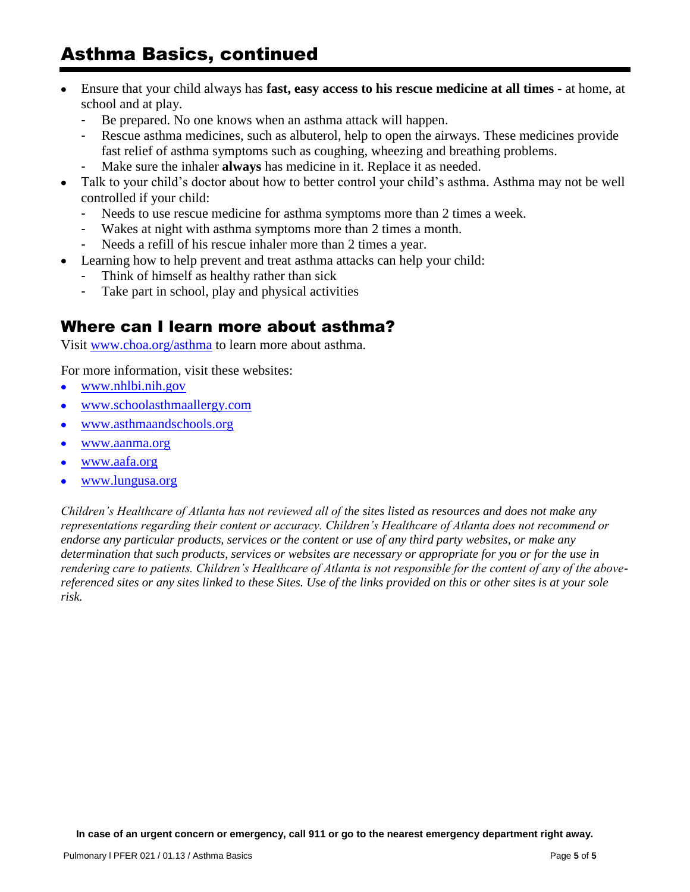# Asthma Basics, continued

- Ensure that your child always has **fast, easy access to his rescue medicine at all times** - at home, at school and at play.
  - Be prepared. No one knows when an asthma attack will happen.
  - Rescue asthma medicines, such as albuterol, help to open the airways. These medicines provide fast relief of asthma symptoms such as coughing, wheezing and breathing problems.
  - Make sure the inhaler **always** has medicine in it. Replace it as needed.
- Talk to your child's doctor about how to better control your child's asthma. Asthma may not be well controlled if your child:
  - Needs to use rescue medicine for asthma symptoms more than 2 times a week.
  - Wakes at night with asthma symptoms more than 2 times a month.
  - Needs a refill of his rescue inhaler more than 2 times a year.
- Learning how to help prevent and treat asthma attacks can help your child:
  - Think of himself as healthy rather than sick
  - Take part in school, play and physical activities

## Where can I learn more about asthma?

Visit www.choa.org/asthma to learn more about asthma.

For more information, visit these websites:

- www.nhlbi.nih.gov
- www.schoolasthmaallergy.com
- www.asthmaandschools.org
- www.aanma.org
- www.aafa.org
- www.lungusa.org

*Children's Healthcare of Atlanta has not reviewed all of the sites listed as resources and does not make any representations regarding their content or accuracy. Children's Healthcare of Atlanta does not recommend or endorse any particular products, services or the content or use of any third party websites, or make any determination that such products, services or websites are necessary or appropriate for you or for the use in rendering care to patients. Children's Healthcare of Atlanta is not responsible for the content of any of the above-referenced sites or any sites linked to these Sites. Use of the links provided on this or other sites is at your sole risk.*

**In case of an urgent concern or emergency, call 911 or go to the nearest emergency department right away.**

Pulmonary l PFER 021 / 01.13 / Asthma Basics